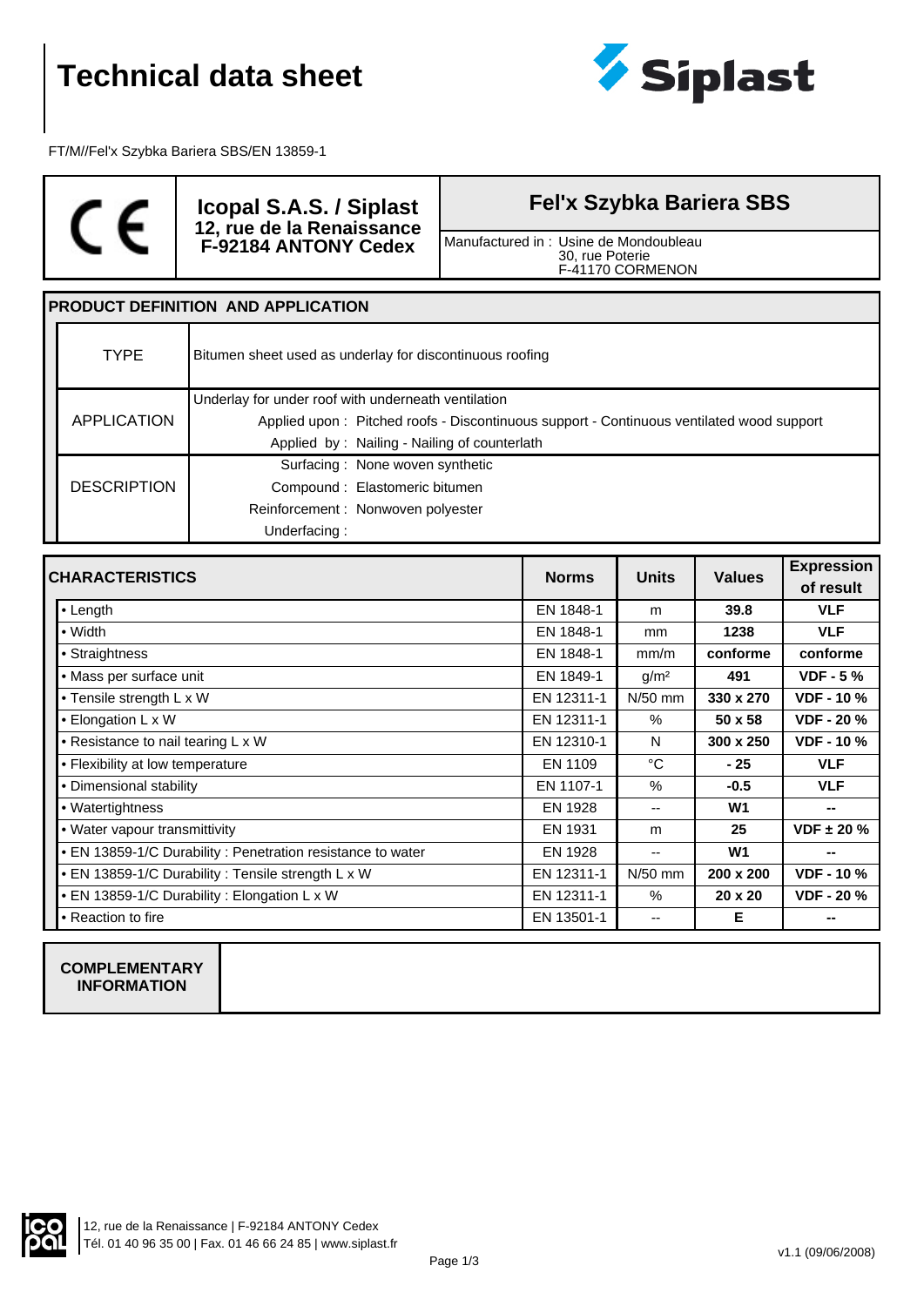# Technical data sheet

FT/M//Fel'x Szybka Bariera SBS/EN 13859-1

| CE | **Icopal S.A.S. / Siplast**<br>**12, rue de la Renaissance**<br>**F-92184 ANTONY Cedex** | **Fel'x Szybka Bariera SBS**<br>Manufactured in : Usine de Mondoubleau<br>30, rue Poterie<br>F-41170 CORMENON |
|---|---|---|

## PRODUCT DEFINITION AND APPLICATION

| | |
|---|---|
| TYPE | Bitumen sheet used as underlay for discontinuous roofing |
| APPLICATION | Underlay for under roof with underneath ventilation<br>Applied upon : Pitched roofs - Discontinuous support - Continuous ventilated wood support<br>Applied by : Nailing - Nailing of counterlath |
| DESCRIPTION | Surfacing : None woven synthetic<br>Compound : Elastomeric bitumen<br>Reinforcement : Nonwoven polyester<br>Underfacing : |

| CHARACTERISTICS | Norms | Units | Values | Expression of result |
|---|---|---|---|---|
| • Length | EN 1848-1 | m | **39.8** | **VLF** |
| • Width | EN 1848-1 | mm | **1238** | **VLF** |
| • Straightness | EN 1848-1 | mm/m | **conforme** | **conforme** |
| • Mass per surface unit | EN 1849-1 | g/m² | **491** | **VDF - 5 %** |
| • Tensile strength L x W | EN 12311-1 | N/50 mm | **330 x 270** | **VDF - 10 %** |
| • Elongation L x W | EN 12311-1 | % | **50 x 58** | **VDF - 20 %** |
| • Resistance to nail tearing L x W | EN 12310-1 | N | **300 x 250** | **VDF - 10 %** |
| • Flexibility at low temperature | EN 1109 | °C | **- 25** | **VLF** |
| • Dimensional stability | EN 1107-1 | % | **-0.5** | **VLF** |
| • Watertightness | EN 1928 | -- | **W1** | **--** |
| • Water vapour transmittivity | EN 1931 | m | **25** | **VDF ± 20 %** |
| • EN 13859-1/C Durability : Penetration resistance to water | EN 1928 | -- | **W1** | **--** |
| • EN 13859-1/C Durability : Tensile strength L x W | EN 12311-1 | N/50 mm | **200 x 200** | **VDF - 10 %** |
| • EN 13859-1/C Durability : Elongation L x W | EN 12311-1 | % | **20 x 20** | **VDF - 20 %** |
| • Reaction to fire | EN 13501-1 | -- | **E** | **--** |

**COMPLEMENTARY INFORMATION**

12, rue de la Renaissance | F-92184 ANTONY Cedex
Tél. 01 40 96 35 00 | Fax. 01 46 66 24 85 | www.siplast.fr

v1.1 (09/06/2008)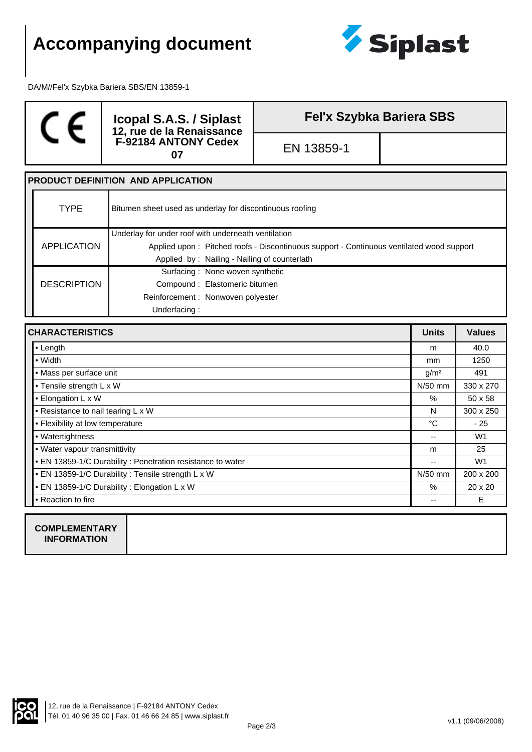# Accompanying document

DA/M//Fel'x Szybka Bariera SBS/EN 13859-1

| CE | Icopal S.A.S. / Siplast<br>12, rue de la Renaissance<br>F-92184 ANTONY Cedex<br>07 | Fel'x Szybka Bariera SBS | |
|---|---|---|---|
| | | EN 13859-1 | |

## PRODUCT DEFINITION AND APPLICATION

| | |
|---|---|
| TYPE | Bitumen sheet used as underlay for discontinuous roofing |
| APPLICATION | Underlay for under roof with underneath ventilation<br>Applied upon : Pitched roofs - Discontinuous support - Continuous ventilated wood support<br>Applied by : Nailing - Nailing of counterlath |
| DESCRIPTION | Surfacing : None woven synthetic<br>Compound : Elastomeric bitumen<br>Reinforcement : Nonwoven polyester<br>Underfacing : |

| CHARACTERISTICS | Units | Values |
|---|---|---|
| • Length | m | 40.0 |
| • Width | mm | 1250 |
| • Mass per surface unit | g/m² | 491 |
| • Tensile strength L x W | N/50 mm | 330 x 270 |
| • Elongation L x W | % | 50 x 58 |
| • Resistance to nail tearing L x W | N | 300 x 250 |
| • Flexibility at low temperature | °C | - 25 |
| • Watertightness | -- | W1 |
| • Water vapour transmittivity | m | 25 |
| • EN 13859-1/C Durability : Penetration resistance to water | -- | W1 |
| • EN 13859-1/C Durability : Tensile strength L x W | N/50 mm | 200 x 200 |
| • EN 13859-1/C Durability : Elongation L x W | % | 20 x 20 |
| • Reaction to fire | -- | E |

| COMPLEMENTARY INFORMATION | |
|---|---|

12, rue de la Renaissance | F-92184 ANTONY Cedex
Tél. 01 40 96 35 00 | Fax. 01 46 66 24 85 | www.siplast.fr

v1.1 (09/06/2008)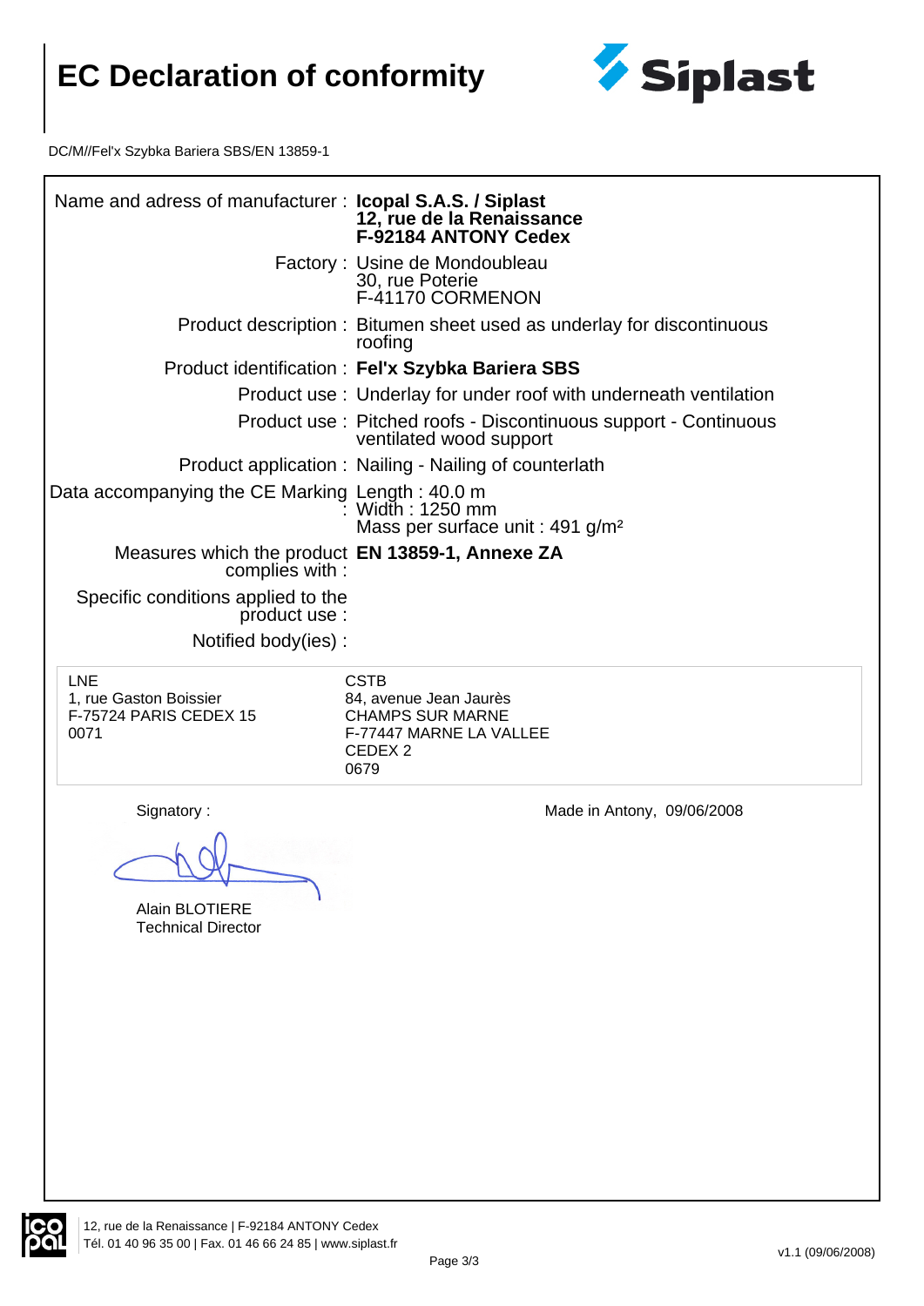# EC Declaration of conformity

DC/M//Fel'x Szybka Bariera SBS/EN 13859-1

| | |
|---|---|
| Name and adress of manufacturer : | **Icopal S.A.S. / Siplast**<br>**12, rue de la Renaissance**<br>**F-92184 ANTONY Cedex** |
| Factory : | Usine de Mondoubleau<br>30, rue Poterie<br>F-41170 CORMENON |
| Product description : | Bitumen sheet used as underlay for discontinuous roofing |
| Product identification : | **Fel'x Szybka Bariera SBS** |
| Product use : | Underlay for under roof with underneath ventilation |
| Product use : | Pitched roofs - Discontinuous support - Continuous ventilated wood support |
| Product application : | Nailing - Nailing of counterlath |
| Data accompanying the CE Marking : | Length : 40.0 m<br>Width : 1250 mm<br>Mass per surface unit : 491 g/m² |
| Measures which the product complies with : | **EN 13859-1, Annexe ZA** |
| Specific conditions applied to the product use : | |
| Notified body(ies) : | |

| | |
|---|---|
| LNE<br>1, rue Gaston Boissier<br>F-75724 PARIS CEDEX 15<br>0071 | CSTB<br>84, avenue Jean Jaurès<br>CHAMPS SUR MARNE<br>F-77447 MARNE LA VALLEE<br>CEDEX 2<br>0679 |

Signatory :

Made in Antony, 09/06/2008

Alain BLOTIERE
Technical Director

12, rue de la Renaissance | F-92184 ANTONY Cedex
Tél. 01 40 96 35 00 | Fax. 01 46 66 24 85 | www.siplast.fr

v1.1 (09/06/2008)